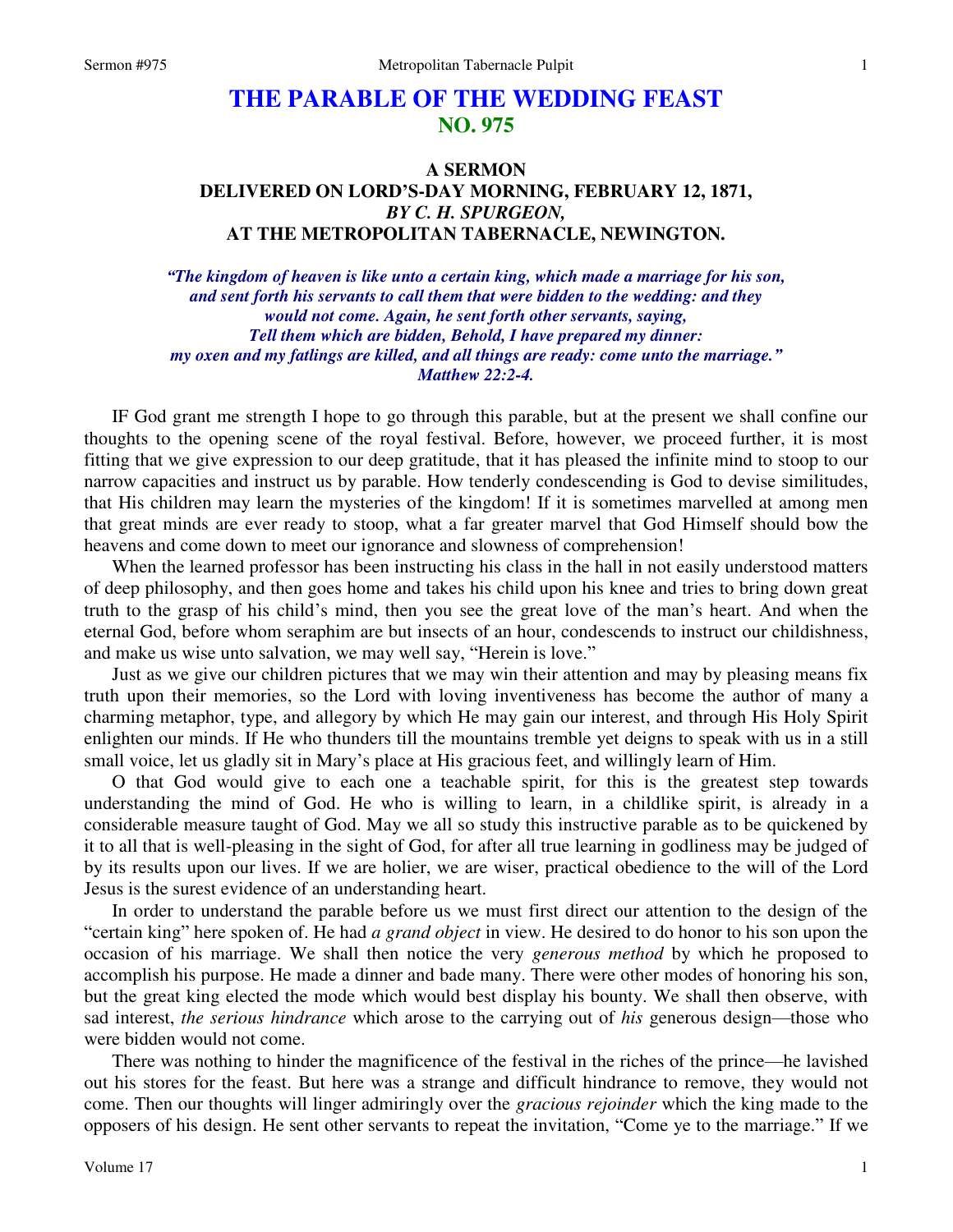# THE PARABLE OF THE WEDDING FEAST
## NO. 975

### A SERMON
### DELIVERED ON LORD'S-DAY MORNING, FEBRUARY 12, 1871,
### *BY C. H. SPURGEON,*
### AT THE METROPOLITAN TABERNACLE, NEWINGTON.

***"The kingdom of heaven is like unto a certain king, which made a marriage for his son, and sent forth his servants to call them that were bidden to the wedding: and they would not come. Again, he sent forth other servants, saying, Tell them which are bidden, Behold, I have prepared my dinner: my oxen and my fatlings are killed, and all things are ready: come unto the marriage." Matthew 22:2-4.***

IF God grant me strength I hope to go through this parable, but at the present we shall confine our thoughts to the opening scene of the royal festival. Before, however, we proceed further, it is most fitting that we give expression to our deep gratitude, that it has pleased the infinite mind to stoop to our narrow capacities and instruct us by parable. How tenderly condescending is God to devise similitudes, that His children may learn the mysteries of the kingdom! If it is sometimes marvelled at among men that great minds are ever ready to stoop, what a far greater marvel that God Himself should bow the heavens and come down to meet our ignorance and slowness of comprehension!

When the learned professor has been instructing his class in the hall in not easily understood matters of deep philosophy, and then goes home and takes his child upon his knee and tries to bring down great truth to the grasp of his child's mind, then you see the great love of the man's heart. And when the eternal God, before whom seraphim are but insects of an hour, condescends to instruct our childishness, and make us wise unto salvation, we may well say, "Herein is love."

Just as we give our children pictures that we may win their attention and may by pleasing means fix truth upon their memories, so the Lord with loving inventiveness has become the author of many a charming metaphor, type, and allegory by which He may gain our interest, and through His Holy Spirit enlighten our minds. If He who thunders till the mountains tremble yet deigns to speak with us in a still small voice, let us gladly sit in Mary's place at His gracious feet, and willingly learn of Him.

O that God would give to each one a teachable spirit, for this is the greatest step towards understanding the mind of God. He who is willing to learn, in a childlike spirit, is already in a considerable measure taught of God. May we all so study this instructive parable as to be quickened by it to all that is well-pleasing in the sight of God, for after all true learning in godliness may be judged of by its results upon our lives. If we are holier, we are wiser, practical obedience to the will of the Lord Jesus is the surest evidence of an understanding heart.

In order to understand the parable before us we must first direct our attention to the design of the "certain king" here spoken of. He had *a grand object* in view. He desired to do honor to his son upon the occasion of his marriage. We shall then notice the very *generous method* by which he proposed to accomplish his purpose. He made a dinner and bade many. There were other modes of honoring his son, but the great king elected the mode which would best display his bounty. We shall then observe, with sad interest, *the serious hindrance* which arose to the carrying out of *his* generous design—those who were bidden would not come.

There was nothing to hinder the magnificence of the festival in the riches of the prince—he lavished out his stores for the feast. But here was a strange and difficult hindrance to remove, they would not come. Then our thoughts will linger admiringly over the *gracious rejoinder* which the king made to the opposers of his design. He sent other servants to repeat the invitation, "Come ye to the marriage." If we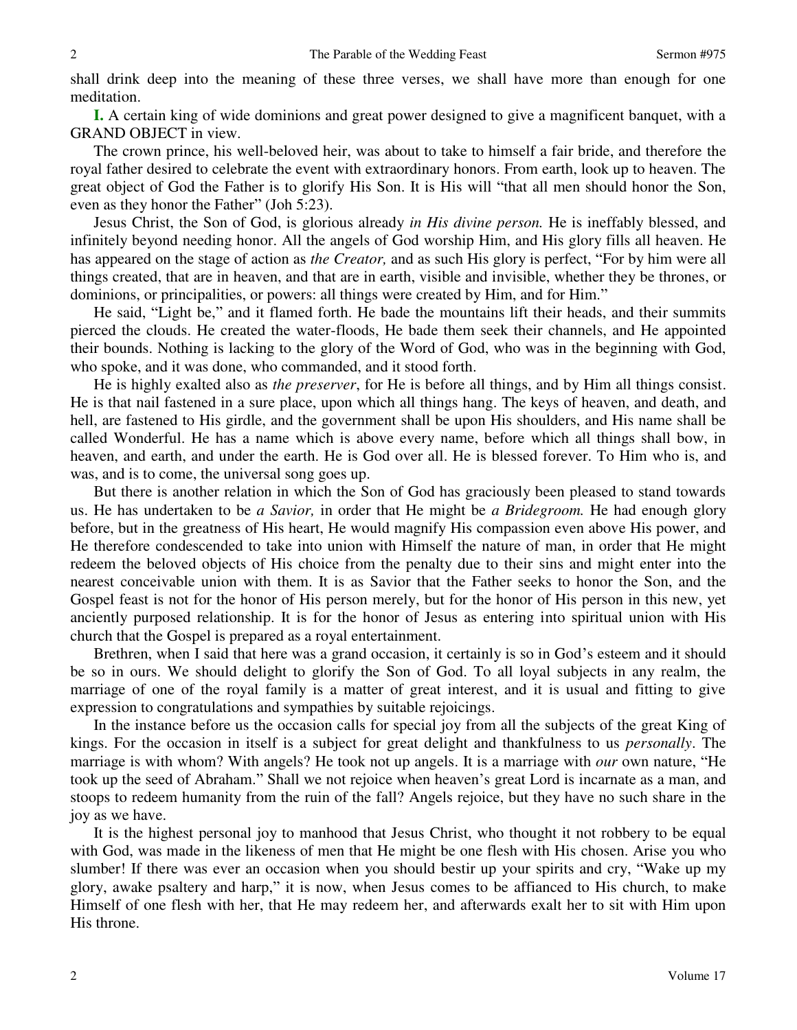shall drink deep into the meaning of these three verses, we shall have more than enough for one meditation.

**I.** A certain king of wide dominions and great power designed to give a magnificent banquet, with a GRAND OBJECT in view.

The crown prince, his well-beloved heir, was about to take to himself a fair bride, and therefore the royal father desired to celebrate the event with extraordinary honors. From earth, look up to heaven. The great object of God the Father is to glorify His Son. It is His will "that all men should honor the Son, even as they honor the Father" (Joh 5:23).

Jesus Christ, the Son of God, is glorious already *in His divine person.* He is ineffably blessed, and infinitely beyond needing honor. All the angels of God worship Him, and His glory fills all heaven. He has appeared on the stage of action as *the Creator,* and as such His glory is perfect, "For by him were all things created, that are in heaven, and that are in earth, visible and invisible, whether they be thrones, or dominions, or principalities, or powers: all things were created by Him, and for Him."

He said, "Light be," and it flamed forth. He bade the mountains lift their heads, and their summits pierced the clouds. He created the water-floods, He bade them seek their channels, and He appointed their bounds. Nothing is lacking to the glory of the Word of God, who was in the beginning with God, who spoke, and it was done, who commanded, and it stood forth.

He is highly exalted also as *the preserver*, for He is before all things, and by Him all things consist. He is that nail fastened in a sure place, upon which all things hang. The keys of heaven, and death, and hell, are fastened to His girdle, and the government shall be upon His shoulders, and His name shall be called Wonderful. He has a name which is above every name, before which all things shall bow, in heaven, and earth, and under the earth. He is God over all. He is blessed forever. To Him who is, and was, and is to come, the universal song goes up.

But there is another relation in which the Son of God has graciously been pleased to stand towards us. He has undertaken to be *a Savior,* in order that He might be *a Bridegroom.* He had enough glory before, but in the greatness of His heart, He would magnify His compassion even above His power, and He therefore condescended to take into union with Himself the nature of man, in order that He might redeem the beloved objects of His choice from the penalty due to their sins and might enter into the nearest conceivable union with them. It is as Savior that the Father seeks to honor the Son, and the Gospel feast is not for the honor of His person merely, but for the honor of His person in this new, yet anciently purposed relationship. It is for the honor of Jesus as entering into spiritual union with His church that the Gospel is prepared as a royal entertainment.

Brethren, when I said that here was a grand occasion, it certainly is so in God's esteem and it should be so in ours. We should delight to glorify the Son of God. To all loyal subjects in any realm, the marriage of one of the royal family is a matter of great interest, and it is usual and fitting to give expression to congratulations and sympathies by suitable rejoicings.

In the instance before us the occasion calls for special joy from all the subjects of the great King of kings. For the occasion in itself is a subject for great delight and thankfulness to us *personally*. The marriage is with whom? With angels? He took not up angels. It is a marriage with *our* own nature, "He took up the seed of Abraham." Shall we not rejoice when heaven's great Lord is incarnate as a man, and stoops to redeem humanity from the ruin of the fall? Angels rejoice, but they have no such share in the joy as we have.

It is the highest personal joy to manhood that Jesus Christ, who thought it not robbery to be equal with God, was made in the likeness of men that He might be one flesh with His chosen. Arise you who slumber! If there was ever an occasion when you should bestir up your spirits and cry, "Wake up my glory, awake psaltery and harp," it is now, when Jesus comes to be affianced to His church, to make Himself of one flesh with her, that He may redeem her, and afterwards exalt her to sit with Him upon His throne.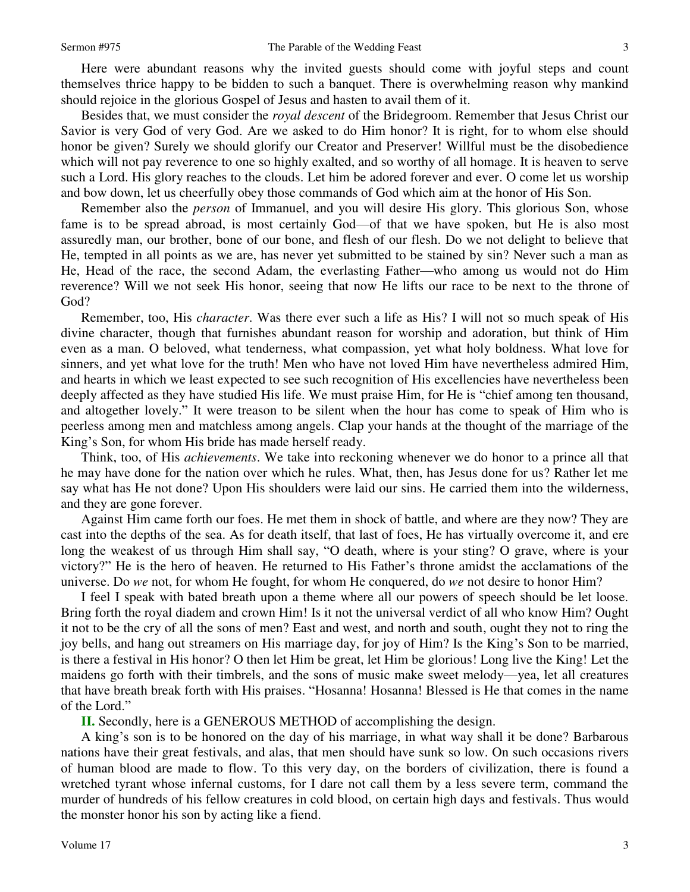Here were abundant reasons why the invited guests should come with joyful steps and count themselves thrice happy to be bidden to such a banquet. There is overwhelming reason why mankind should rejoice in the glorious Gospel of Jesus and hasten to avail them of it.

Besides that, we must consider the *royal descent* of the Bridegroom. Remember that Jesus Christ our Savior is very God of very God. Are we asked to do Him honor? It is right, for to whom else should honor be given? Surely we should glorify our Creator and Preserver! Willful must be the disobedience which will not pay reverence to one so highly exalted, and so worthy of all homage. It is heaven to serve such a Lord. His glory reaches to the clouds. Let him be adored forever and ever. O come let us worship and bow down, let us cheerfully obey those commands of God which aim at the honor of His Son.

Remember also the *person* of Immanuel, and you will desire His glory. This glorious Son, whose fame is to be spread abroad, is most certainly God—of that we have spoken, but He is also most assuredly man, our brother, bone of our bone, and flesh of our flesh. Do we not delight to believe that He, tempted in all points as we are, has never yet submitted to be stained by sin? Never such a man as He, Head of the race, the second Adam, the everlasting Father—who among us would not do Him reverence? Will we not seek His honor, seeing that now He lifts our race to be next to the throne of God?

Remember, too, His *character*. Was there ever such a life as His? I will not so much speak of His divine character, though that furnishes abundant reason for worship and adoration, but think of Him even as a man. O beloved, what tenderness, what compassion, yet what holy boldness. What love for sinners, and yet what love for the truth! Men who have not loved Him have nevertheless admired Him, and hearts in which we least expected to see such recognition of His excellencies have nevertheless been deeply affected as they have studied His life. We must praise Him, for He is "chief among ten thousand, and altogether lovely." It were treason to be silent when the hour has come to speak of Him who is peerless among men and matchless among angels. Clap your hands at the thought of the marriage of the King's Son, for whom His bride has made herself ready.

Think, too, of His *achievements*. We take into reckoning whenever we do honor to a prince all that he may have done for the nation over which he rules. What, then, has Jesus done for us? Rather let me say what has He not done? Upon His shoulders were laid our sins. He carried them into the wilderness, and they are gone forever.

Against Him came forth our foes. He met them in shock of battle, and where are they now? They are cast into the depths of the sea. As for death itself, that last of foes, He has virtually overcome it, and ere long the weakest of us through Him shall say, "O death, where is your sting? O grave, where is your victory?" He is the hero of heaven. He returned to His Father's throne amidst the acclamations of the universe. Do *we* not, for whom He fought, for whom He conquered, do *we* not desire to honor Him?

I feel I speak with bated breath upon a theme where all our powers of speech should be let loose. Bring forth the royal diadem and crown Him! Is it not the universal verdict of all who know Him? Ought it not to be the cry of all the sons of men? East and west, and north and south, ought they not to ring the joy bells, and hang out streamers on His marriage day, for joy of Him? Is the King's Son to be married, is there a festival in His honor? O then let Him be great, let Him be glorious! Long live the King! Let the maidens go forth with their timbrels, and the sons of music make sweet melody—yea, let all creatures that have breath break forth with His praises. "Hosanna! Hosanna! Blessed is He that comes in the name of the Lord."

**II.** Secondly, here is a GENEROUS METHOD of accomplishing the design.

A king's son is to be honored on the day of his marriage, in what way shall it be done? Barbarous nations have their great festivals, and alas, that men should have sunk so low. On such occasions rivers of human blood are made to flow. To this very day, on the borders of civilization, there is found a wretched tyrant whose infernal customs, for I dare not call them by a less severe term, command the murder of hundreds of his fellow creatures in cold blood, on certain high days and festivals. Thus would the monster honor his son by acting like a fiend.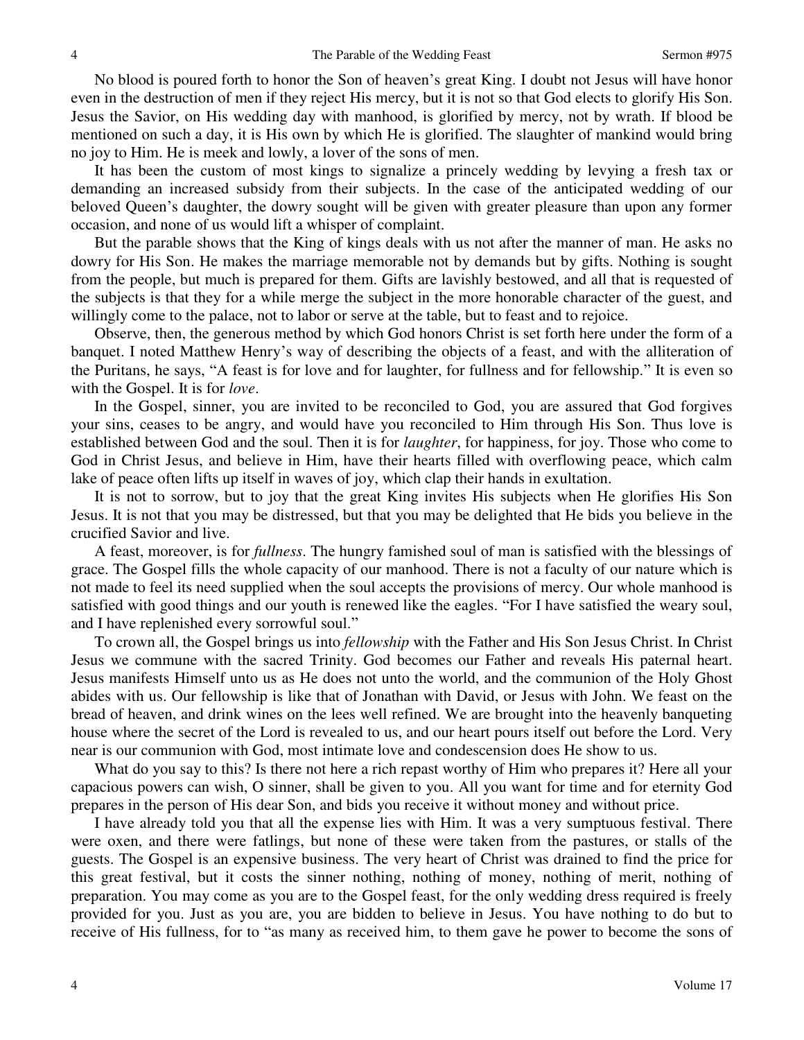No blood is poured forth to honor the Son of heaven's great King. I doubt not Jesus will have honor even in the destruction of men if they reject His mercy, but it is not so that God elects to glorify His Son. Jesus the Savior, on His wedding day with manhood, is glorified by mercy, not by wrath. If blood be mentioned on such a day, it is His own by which He is glorified. The slaughter of mankind would bring no joy to Him. He is meek and lowly, a lover of the sons of men.

It has been the custom of most kings to signalize a princely wedding by levying a fresh tax or demanding an increased subsidy from their subjects. In the case of the anticipated wedding of our beloved Queen's daughter, the dowry sought will be given with greater pleasure than upon any former occasion, and none of us would lift a whisper of complaint.

But the parable shows that the King of kings deals with us not after the manner of man. He asks no dowry for His Son. He makes the marriage memorable not by demands but by gifts. Nothing is sought from the people, but much is prepared for them. Gifts are lavishly bestowed, and all that is requested of the subjects is that they for a while merge the subject in the more honorable character of the guest, and willingly come to the palace, not to labor or serve at the table, but to feast and to rejoice.

Observe, then, the generous method by which God honors Christ is set forth here under the form of a banquet. I noted Matthew Henry's way of describing the objects of a feast, and with the alliteration of the Puritans, he says, "A feast is for love and for laughter, for fullness and for fellowship." It is even so with the Gospel. It is for *love*.

In the Gospel, sinner, you are invited to be reconciled to God, you are assured that God forgives your sins, ceases to be angry, and would have you reconciled to Him through His Son. Thus love is established between God and the soul. Then it is for *laughter*, for happiness, for joy. Those who come to God in Christ Jesus, and believe in Him, have their hearts filled with overflowing peace, which calm lake of peace often lifts up itself in waves of joy, which clap their hands in exultation.

It is not to sorrow, but to joy that the great King invites His subjects when He glorifies His Son Jesus. It is not that you may be distressed, but that you may be delighted that He bids you believe in the crucified Savior and live.

A feast, moreover, is for *fullness*. The hungry famished soul of man is satisfied with the blessings of grace. The Gospel fills the whole capacity of our manhood. There is not a faculty of our nature which is not made to feel its need supplied when the soul accepts the provisions of mercy. Our whole manhood is satisfied with good things and our youth is renewed like the eagles. "For I have satisfied the weary soul, and I have replenished every sorrowful soul."

To crown all, the Gospel brings us into *fellowship* with the Father and His Son Jesus Christ. In Christ Jesus we commune with the sacred Trinity. God becomes our Father and reveals His paternal heart. Jesus manifests Himself unto us as He does not unto the world, and the communion of the Holy Ghost abides with us. Our fellowship is like that of Jonathan with David, or Jesus with John. We feast on the bread of heaven, and drink wines on the lees well refined. We are brought into the heavenly banqueting house where the secret of the Lord is revealed to us, and our heart pours itself out before the Lord. Very near is our communion with God, most intimate love and condescension does He show to us.

What do you say to this? Is there not here a rich repast worthy of Him who prepares it? Here all your capacious powers can wish, O sinner, shall be given to you. All you want for time and for eternity God prepares in the person of His dear Son, and bids you receive it without money and without price.

I have already told you that all the expense lies with Him. It was a very sumptuous festival. There were oxen, and there were fatlings, but none of these were taken from the pastures, or stalls of the guests. The Gospel is an expensive business. The very heart of Christ was drained to find the price for this great festival, but it costs the sinner nothing, nothing of money, nothing of merit, nothing of preparation. You may come as you are to the Gospel feast, for the only wedding dress required is freely provided for you. Just as you are, you are bidden to believe in Jesus. You have nothing to do but to receive of His fullness, for to "as many as received him, to them gave he power to become the sons of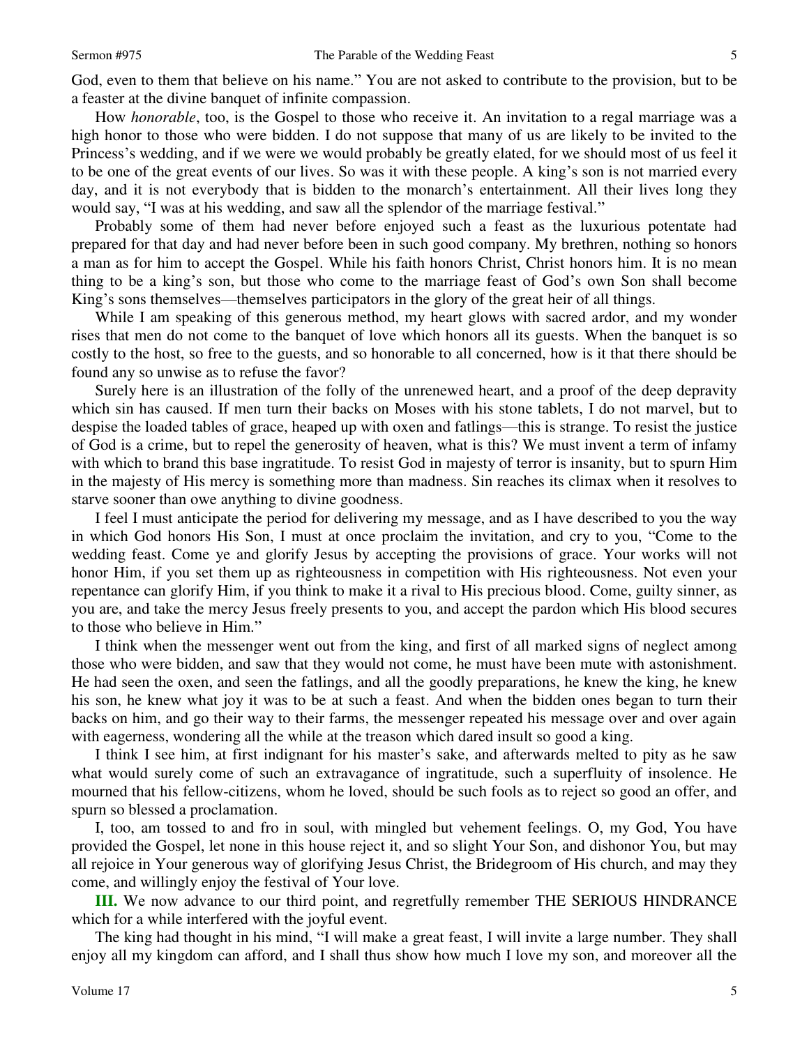God, even to them that believe on his name." You are not asked to contribute to the provision, but to be a feaster at the divine banquet of infinite compassion.

How *honorable*, too, is the Gospel to those who receive it. An invitation to a regal marriage was a high honor to those who were bidden. I do not suppose that many of us are likely to be invited to the Princess's wedding, and if we were we would probably be greatly elated, for we should most of us feel it to be one of the great events of our lives. So was it with these people. A king's son is not married every day, and it is not everybody that is bidden to the monarch's entertainment. All their lives long they would say, "I was at his wedding, and saw all the splendor of the marriage festival."

Probably some of them had never before enjoyed such a feast as the luxurious potentate had prepared for that day and had never before been in such good company. My brethren, nothing so honors a man as for him to accept the Gospel. While his faith honors Christ, Christ honors him. It is no mean thing to be a king's son, but those who come to the marriage feast of God's own Son shall become King's sons themselves—themselves participators in the glory of the great heir of all things.

While I am speaking of this generous method, my heart glows with sacred ardor, and my wonder rises that men do not come to the banquet of love which honors all its guests. When the banquet is so costly to the host, so free to the guests, and so honorable to all concerned, how is it that there should be found any so unwise as to refuse the favor?

Surely here is an illustration of the folly of the unrenewed heart, and a proof of the deep depravity which sin has caused. If men turn their backs on Moses with his stone tablets, I do not marvel, but to despise the loaded tables of grace, heaped up with oxen and fatlings—this is strange. To resist the justice of God is a crime, but to repel the generosity of heaven, what is this? We must invent a term of infamy with which to brand this base ingratitude. To resist God in majesty of terror is insanity, but to spurn Him in the majesty of His mercy is something more than madness. Sin reaches its climax when it resolves to starve sooner than owe anything to divine goodness.

I feel I must anticipate the period for delivering my message, and as I have described to you the way in which God honors His Son, I must at once proclaim the invitation, and cry to you, "Come to the wedding feast. Come ye and glorify Jesus by accepting the provisions of grace. Your works will not honor Him, if you set them up as righteousness in competition with His righteousness. Not even your repentance can glorify Him, if you think to make it a rival to His precious blood. Come, guilty sinner, as you are, and take the mercy Jesus freely presents to you, and accept the pardon which His blood secures to those who believe in Him."

I think when the messenger went out from the king, and first of all marked signs of neglect among those who were bidden, and saw that they would not come, he must have been mute with astonishment. He had seen the oxen, and seen the fatlings, and all the goodly preparations, he knew the king, he knew his son, he knew what joy it was to be at such a feast. And when the bidden ones began to turn their backs on him, and go their way to their farms, the messenger repeated his message over and over again with eagerness, wondering all the while at the treason which dared insult so good a king.

I think I see him, at first indignant for his master's sake, and afterwards melted to pity as he saw what would surely come of such an extravagance of ingratitude, such a superfluity of insolence. He mourned that his fellow-citizens, whom he loved, should be such fools as to reject so good an offer, and spurn so blessed a proclamation.

I, too, am tossed to and fro in soul, with mingled but vehement feelings. O, my God, You have provided the Gospel, let none in this house reject it, and so slight Your Son, and dishonor You, but may all rejoice in Your generous way of glorifying Jesus Christ, the Bridegroom of His church, and may they come, and willingly enjoy the festival of Your love.

**III.** We now advance to our third point, and regretfully remember THE SERIOUS HINDRANCE which for a while interfered with the joyful event.

The king had thought in his mind, "I will make a great feast, I will invite a large number. They shall enjoy all my kingdom can afford, and I shall thus show how much I love my son, and moreover all the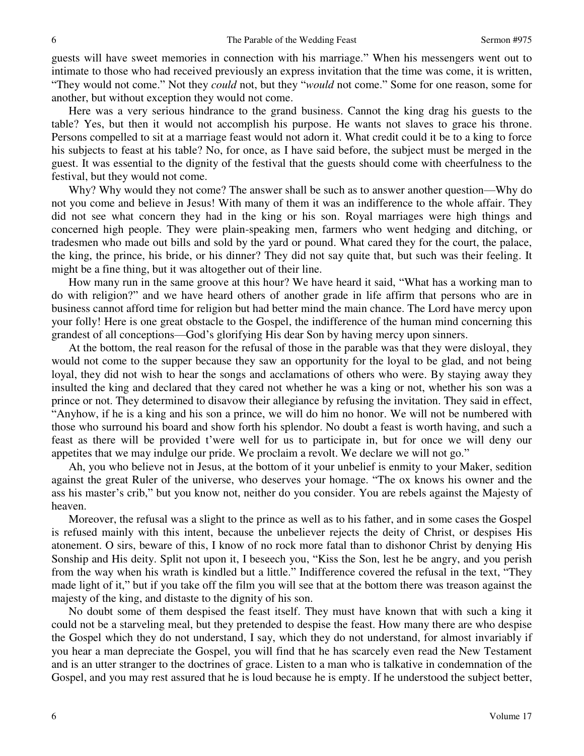guests will have sweet memories in connection with his marriage." When his messengers went out to intimate to those who had received previously an express invitation that the time was come, it is written, "They would not come." Not they *could* not, but they "*would* not come." Some for one reason, some for another, but without exception they would not come.

Here was a very serious hindrance to the grand business. Cannot the king drag his guests to the table? Yes, but then it would not accomplish his purpose. He wants not slaves to grace his throne. Persons compelled to sit at a marriage feast would not adorn it. What credit could it be to a king to force his subjects to feast at his table? No, for once, as I have said before, the subject must be merged in the guest. It was essential to the dignity of the festival that the guests should come with cheerfulness to the festival, but they would not come.

Why? Why would they not come? The answer shall be such as to answer another question—Why do not you come and believe in Jesus! With many of them it was an indifference to the whole affair. They did not see what concern they had in the king or his son. Royal marriages were high things and concerned high people. They were plain-speaking men, farmers who went hedging and ditching, or tradesmen who made out bills and sold by the yard or pound. What cared they for the court, the palace, the king, the prince, his bride, or his dinner? They did not say quite that, but such was their feeling. It might be a fine thing, but it was altogether out of their line.

How many run in the same groove at this hour? We have heard it said, "What has a working man to do with religion?" and we have heard others of another grade in life affirm that persons who are in business cannot afford time for religion but had better mind the main chance. The Lord have mercy upon your folly! Here is one great obstacle to the Gospel, the indifference of the human mind concerning this grandest of all conceptions—God's glorifying His dear Son by having mercy upon sinners.

At the bottom, the real reason for the refusal of those in the parable was that they were disloyal, they would not come to the supper because they saw an opportunity for the loyal to be glad, and not being loyal, they did not wish to hear the songs and acclamations of others who were. By staying away they insulted the king and declared that they cared not whether he was a king or not, whether his son was a prince or not. They determined to disavow their allegiance by refusing the invitation. They said in effect, "Anyhow, if he is a king and his son a prince, we will do him no honor. We will not be numbered with those who surround his board and show forth his splendor. No doubt a feast is worth having, and such a feast as there will be provided t'were well for us to participate in, but for once we will deny our appetites that we may indulge our pride. We proclaim a revolt. We declare we will not go."

Ah, you who believe not in Jesus, at the bottom of it your unbelief is enmity to your Maker, sedition against the great Ruler of the universe, who deserves your homage. "The ox knows his owner and the ass his master's crib," but you know not, neither do you consider. You are rebels against the Majesty of heaven.

Moreover, the refusal was a slight to the prince as well as to his father, and in some cases the Gospel is refused mainly with this intent, because the unbeliever rejects the deity of Christ, or despises His atonement. O sirs, beware of this, I know of no rock more fatal than to dishonor Christ by denying His Sonship and His deity. Split not upon it, I beseech you, "Kiss the Son, lest he be angry, and you perish from the way when his wrath is kindled but a little." Indifference covered the refusal in the text, "They made light of it," but if you take off the film you will see that at the bottom there was treason against the majesty of the king, and distaste to the dignity of his son.

No doubt some of them despised the feast itself. They must have known that with such a king it could not be a starveling meal, but they pretended to despise the feast. How many there are who despise the Gospel which they do not understand, I say, which they do not understand, for almost invariably if you hear a man depreciate the Gospel, you will find that he has scarcely even read the New Testament and is an utter stranger to the doctrines of grace. Listen to a man who is talkative in condemnation of the Gospel, and you may rest assured that he is loud because he is empty. If he understood the subject better,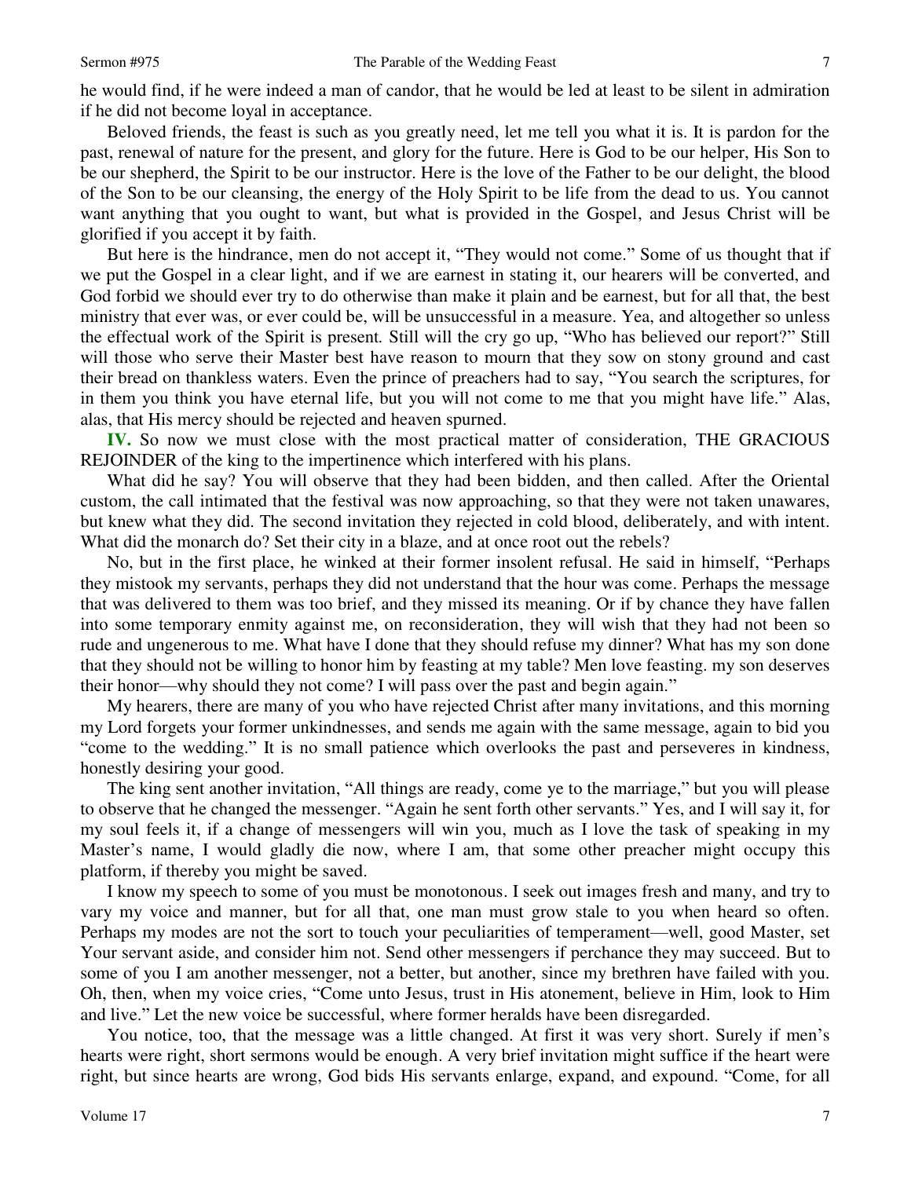he would find, if he were indeed a man of candor, that he would be led at least to be silent in admiration if he did not become loyal in acceptance.

Beloved friends, the feast is such as you greatly need, let me tell you what it is. It is pardon for the past, renewal of nature for the present, and glory for the future. Here is God to be our helper, His Son to be our shepherd, the Spirit to be our instructor. Here is the love of the Father to be our delight, the blood of the Son to be our cleansing, the energy of the Holy Spirit to be life from the dead to us. You cannot want anything that you ought to want, but what is provided in the Gospel, and Jesus Christ will be glorified if you accept it by faith.

But here is the hindrance, men do not accept it, "They would not come." Some of us thought that if we put the Gospel in a clear light, and if we are earnest in stating it, our hearers will be converted, and God forbid we should ever try to do otherwise than make it plain and be earnest, but for all that, the best ministry that ever was, or ever could be, will be unsuccessful in a measure. Yea, and altogether so unless the effectual work of the Spirit is present. Still will the cry go up, "Who has believed our report?" Still will those who serve their Master best have reason to mourn that they sow on stony ground and cast their bread on thankless waters. Even the prince of preachers had to say, "You search the scriptures, for in them you think you have eternal life, but you will not come to me that you might have life." Alas, alas, that His mercy should be rejected and heaven spurned.

**IV.** So now we must close with the most practical matter of consideration, THE GRACIOUS REJOINDER of the king to the impertinence which interfered with his plans.

What did he say? You will observe that they had been bidden, and then called. After the Oriental custom, the call intimated that the festival was now approaching, so that they were not taken unawares, but knew what they did. The second invitation they rejected in cold blood, deliberately, and with intent. What did the monarch do? Set their city in a blaze, and at once root out the rebels?

No, but in the first place, he winked at their former insolent refusal. He said in himself, "Perhaps they mistook my servants, perhaps they did not understand that the hour was come. Perhaps the message that was delivered to them was too brief, and they missed its meaning. Or if by chance they have fallen into some temporary enmity against me, on reconsideration, they will wish that they had not been so rude and ungenerous to me. What have I done that they should refuse my dinner? What has my son done that they should not be willing to honor him by feasting at my table? Men love feasting. my son deserves their honor—why should they not come? I will pass over the past and begin again."

My hearers, there are many of you who have rejected Christ after many invitations, and this morning my Lord forgets your former unkindnesses, and sends me again with the same message, again to bid you "come to the wedding." It is no small patience which overlooks the past and perseveres in kindness, honestly desiring your good.

The king sent another invitation, "All things are ready, come ye to the marriage," but you will please to observe that he changed the messenger. "Again he sent forth other servants." Yes, and I will say it, for my soul feels it, if a change of messengers will win you, much as I love the task of speaking in my Master's name, I would gladly die now, where I am, that some other preacher might occupy this platform, if thereby you might be saved.

I know my speech to some of you must be monotonous. I seek out images fresh and many, and try to vary my voice and manner, but for all that, one man must grow stale to you when heard so often. Perhaps my modes are not the sort to touch your peculiarities of temperament—well, good Master, set Your servant aside, and consider him not. Send other messengers if perchance they may succeed. But to some of you I am another messenger, not a better, but another, since my brethren have failed with you. Oh, then, when my voice cries, "Come unto Jesus, trust in His atonement, believe in Him, look to Him and live." Let the new voice be successful, where former heralds have been disregarded.

You notice, too, that the message was a little changed. At first it was very short. Surely if men's hearts were right, short sermons would be enough. A very brief invitation might suffice if the heart were right, but since hearts are wrong, God bids His servants enlarge, expand, and expound. "Come, for all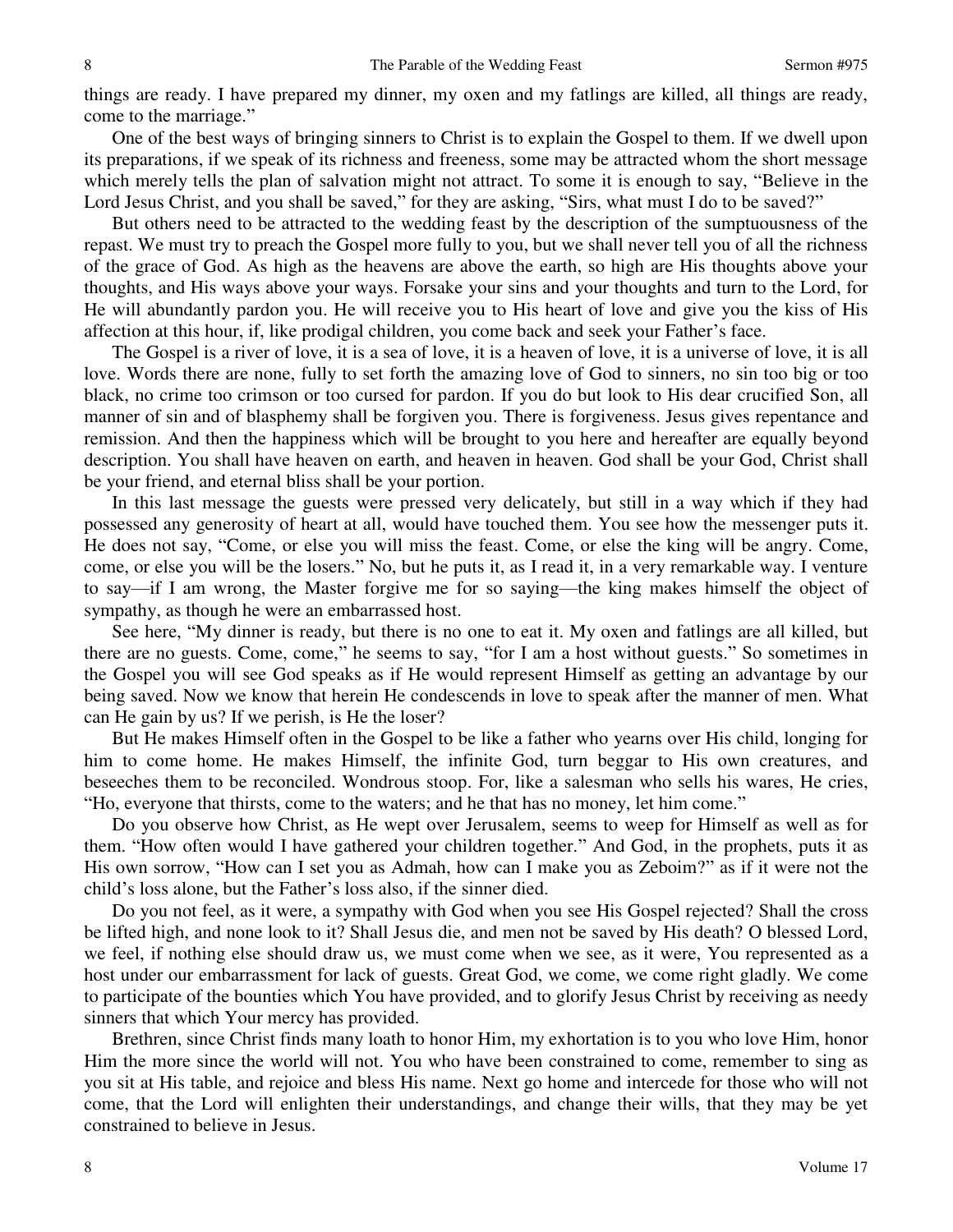things are ready. I have prepared my dinner, my oxen and my fatlings are killed, all things are ready, come to the marriage."

One of the best ways of bringing sinners to Christ is to explain the Gospel to them. If we dwell upon its preparations, if we speak of its richness and freeness, some may be attracted whom the short message which merely tells the plan of salvation might not attract. To some it is enough to say, "Believe in the Lord Jesus Christ, and you shall be saved," for they are asking, "Sirs, what must I do to be saved?"

But others need to be attracted to the wedding feast by the description of the sumptuousness of the repast. We must try to preach the Gospel more fully to you, but we shall never tell you of all the richness of the grace of God. As high as the heavens are above the earth, so high are His thoughts above your thoughts, and His ways above your ways. Forsake your sins and your thoughts and turn to the Lord, for He will abundantly pardon you. He will receive you to His heart of love and give you the kiss of His affection at this hour, if, like prodigal children, you come back and seek your Father's face.

The Gospel is a river of love, it is a sea of love, it is a heaven of love, it is a universe of love, it is all love. Words there are none, fully to set forth the amazing love of God to sinners, no sin too big or too black, no crime too crimson or too cursed for pardon. If you do but look to His dear crucified Son, all manner of sin and of blasphemy shall be forgiven you. There is forgiveness. Jesus gives repentance and remission. And then the happiness which will be brought to you here and hereafter are equally beyond description. You shall have heaven on earth, and heaven in heaven. God shall be your God, Christ shall be your friend, and eternal bliss shall be your portion.

In this last message the guests were pressed very delicately, but still in a way which if they had possessed any generosity of heart at all, would have touched them. You see how the messenger puts it. He does not say, "Come, or else you will miss the feast. Come, or else the king will be angry. Come, come, or else you will be the losers." No, but he puts it, as I read it, in a very remarkable way. I venture to say—if I am wrong, the Master forgive me for so saying—the king makes himself the object of sympathy, as though he were an embarrassed host.

See here, "My dinner is ready, but there is no one to eat it. My oxen and fatlings are all killed, but there are no guests. Come, come," he seems to say, "for I am a host without guests." So sometimes in the Gospel you will see God speaks as if He would represent Himself as getting an advantage by our being saved. Now we know that herein He condescends in love to speak after the manner of men. What can He gain by us? If we perish, is He the loser?

But He makes Himself often in the Gospel to be like a father who yearns over His child, longing for him to come home. He makes Himself, the infinite God, turn beggar to His own creatures, and beseeches them to be reconciled. Wondrous stoop. For, like a salesman who sells his wares, He cries, "Ho, everyone that thirsts, come to the waters; and he that has no money, let him come."

Do you observe how Christ, as He wept over Jerusalem, seems to weep for Himself as well as for them. "How often would I have gathered your children together." And God, in the prophets, puts it as His own sorrow, "How can I set you as Admah, how can I make you as Zeboim?" as if it were not the child's loss alone, but the Father's loss also, if the sinner died.

Do you not feel, as it were, a sympathy with God when you see His Gospel rejected? Shall the cross be lifted high, and none look to it? Shall Jesus die, and men not be saved by His death? O blessed Lord, we feel, if nothing else should draw us, we must come when we see, as it were, You represented as a host under our embarrassment for lack of guests. Great God, we come, we come right gladly. We come to participate of the bounties which You have provided, and to glorify Jesus Christ by receiving as needy sinners that which Your mercy has provided.

Brethren, since Christ finds many loath to honor Him, my exhortation is to you who love Him, honor Him the more since the world will not. You who have been constrained to come, remember to sing as you sit at His table, and rejoice and bless His name. Next go home and intercede for those who will not come, that the Lord will enlighten their understandings, and change their wills, that they may be yet constrained to believe in Jesus.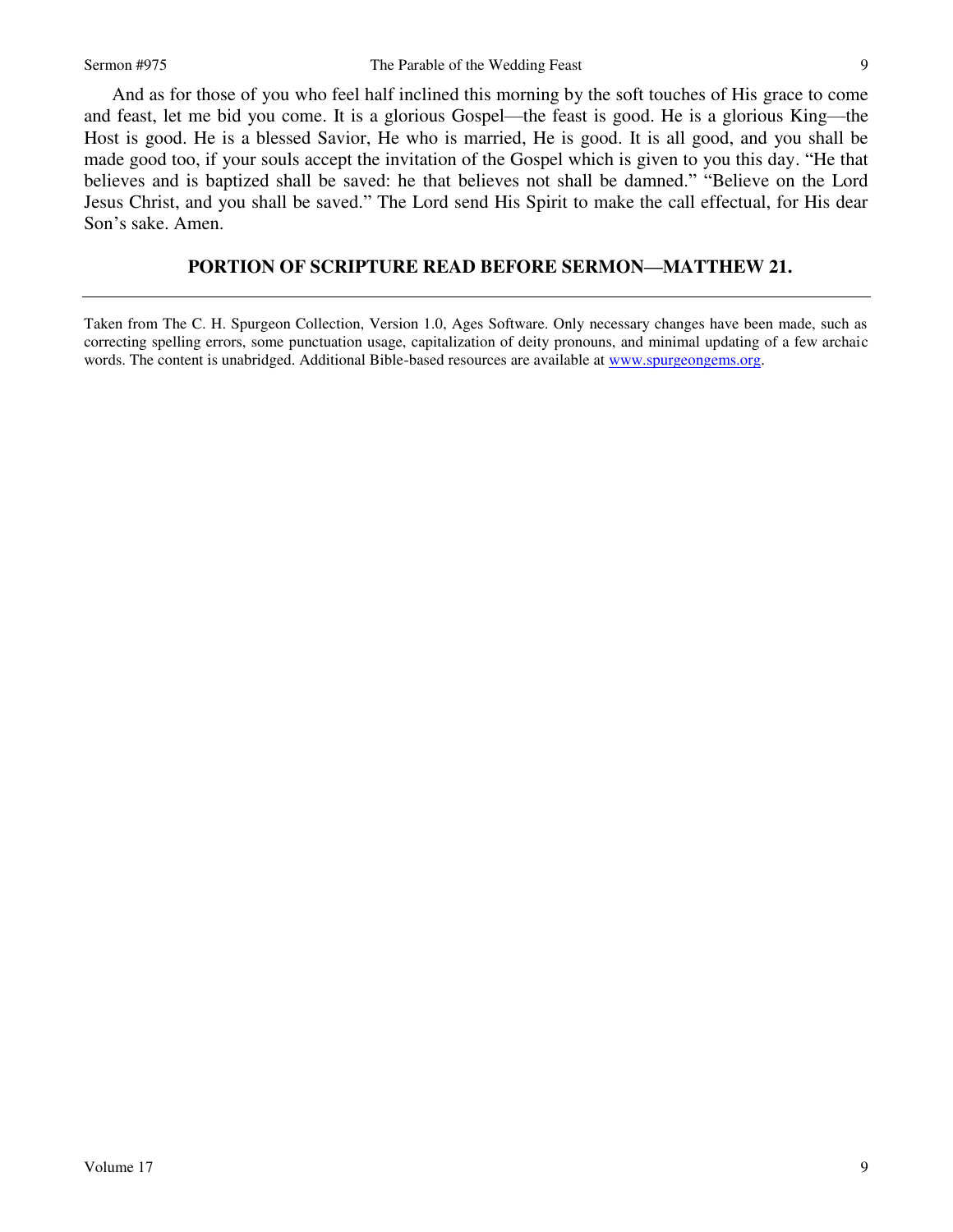And as for those of you who feel half inclined this morning by the soft touches of His grace to come and feast, let me bid you come. It is a glorious Gospel—the feast is good. He is a glorious King—the Host is good. He is a blessed Savior, He who is married, He is good. It is all good, and you shall be made good too, if your souls accept the invitation of the Gospel which is given to you this day. "He that believes and is baptized shall be saved: he that believes not shall be damned." "Believe on the Lord Jesus Christ, and you shall be saved." The Lord send His Spirit to make the call effectual, for His dear Son's sake. Amen.

## PORTION OF SCRIPTURE READ BEFORE SERMON—MATTHEW 21.

---

Taken from The C. H. Spurgeon Collection, Version 1.0, Ages Software. Only necessary changes have been made, such as correcting spelling errors, some punctuation usage, capitalization of deity pronouns, and minimal updating of a few archaic words. The content is unabridged. Additional Bible-based resources are available at www.spurgeongems.org.